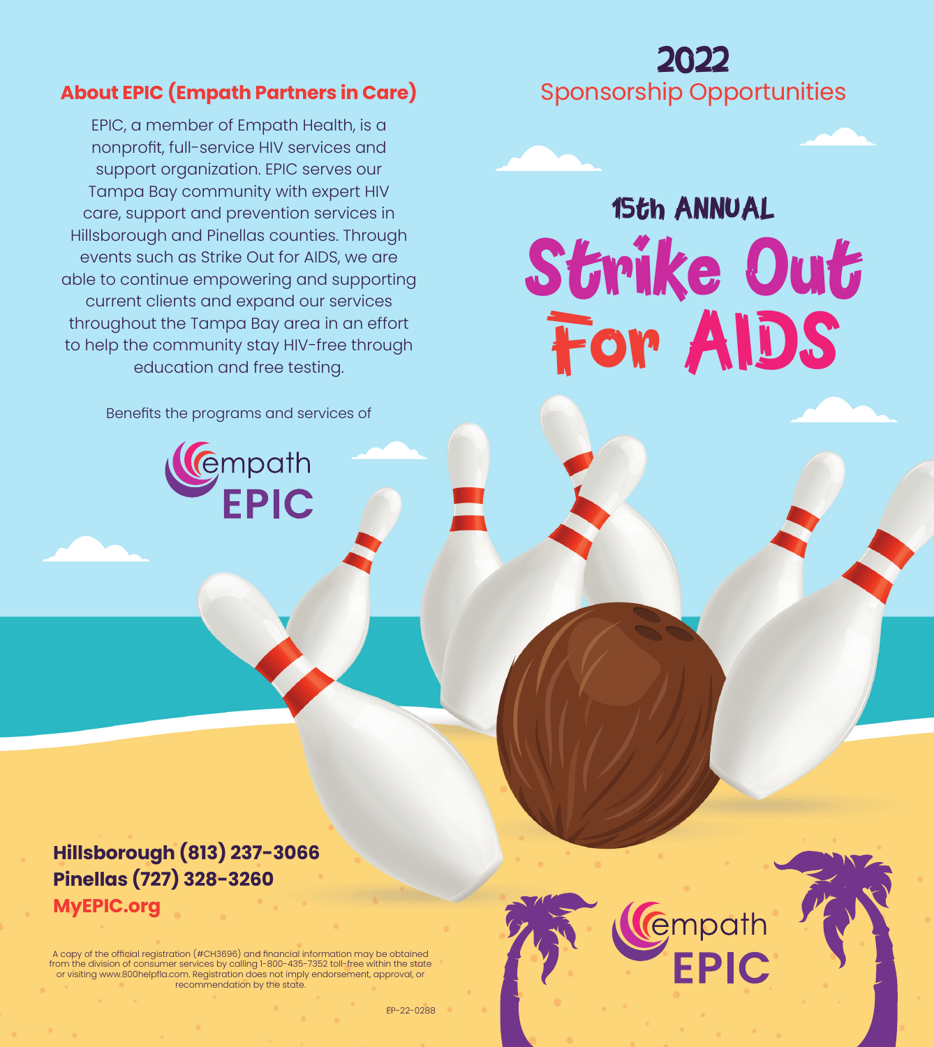## About EPIC (Empath Partners in Care)

EPIC, a member of Empath Health, is a nonprofit, full-service HIV services and support organization. EPIC serves our Tampa Bay community with expert HIV care, support and prevention services in Hillsborough and Pinellas counties. Through events such as Strike Out for AIDS, we are able to continue empowering and supporting current clients and expand our services throughout the Tampa Bay area in an effort to help the community stay HIV-free through education and free testing.

Benefits the programs and services of

empath EPIC

**Hillsborough (813) 237-3066**
**Pinellas (727) 328-3260**
**MyEPIC.org**

A copy of the official registration (#CH3696) and financial information may be obtained from the division of consumer services by calling 1-800-435-7352 toll-free within the state or visiting www.800helpfla.com. Registration does not imply endorsement, approval, or recommendation by the state.

EP-22-0288

# 2022

## Sponsorship Opportunities

### 15th ANNUAL

# Strike Out For AIDS

empath EPIC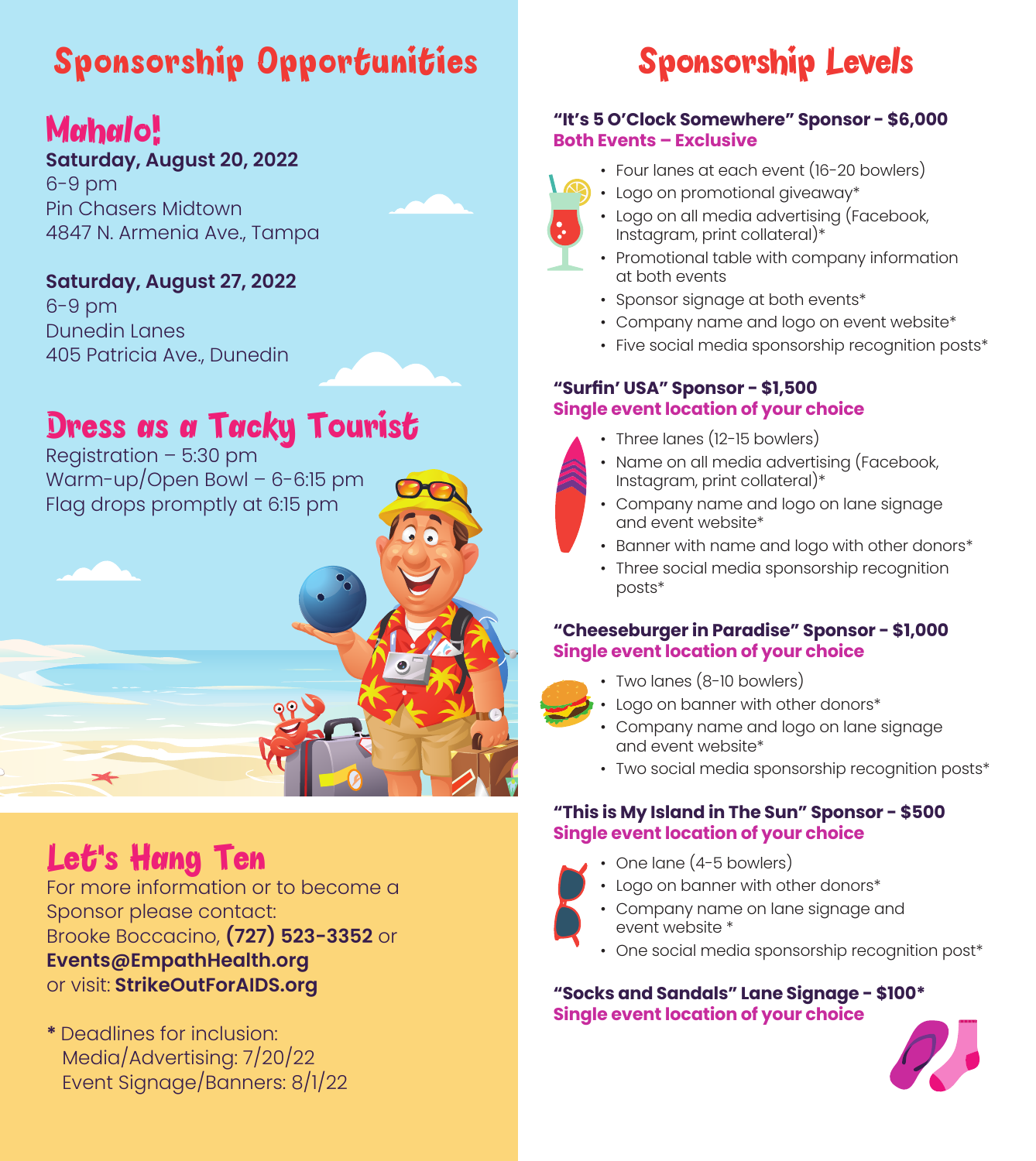# Sponsorship Opportunities

## Mahalo!

**Saturday, August 20, 2022**
6-9 pm
Pin Chasers Midtown
4847 N. Armenia Ave., Tampa

**Saturday, August 27, 2022**
6-9 pm
Dunedin Lanes
405 Patricia Ave., Dunedin

## Dress as a Tacky Tourist

Registration – 5:30 pm
Warm-up/Open Bowl – 6-6:15 pm
Flag drops promptly at 6:15 pm

## Let's Hang Ten

For more information or to become a Sponsor please contact:
Brooke Boccacino, **(727) 523-3352** or **Events@EmpathHealth.org**
or visit: **StrikeOutForAIDS.org**

**\*** Deadlines for inclusion:
Media/Advertising: 7/20/22
Event Signage/Banners: 8/1/22

# Sponsorship Levels

### "It's 5 O'Clock Somewhere" Sponsor - $6,000
**Both Events – Exclusive**

- Four lanes at each event (16-20 bowlers)
- Logo on promotional giveaway*
- Logo on all media advertising (Facebook, Instagram, print collateral)*
- Promotional table with company information at both events
- Sponsor signage at both events*
- Company name and logo on event website*
- Five social media sponsorship recognition posts*

### "Surfin' USA" Sponsor - $1,500
**Single event location of your choice**

- Three lanes (12-15 bowlers)
- Name on all media advertising (Facebook, Instagram, print collateral)*
- Company name and logo on lane signage and event website*
- Banner with name and logo with other donors*
- Three social media sponsorship recognition posts*

### "Cheeseburger in Paradise" Sponsor - $1,000
**Single event location of your choice**

- Two lanes (8-10 bowlers)
- Logo on banner with other donors*
- Company name and logo on lane signage and event website*
- Two social media sponsorship recognition posts*

### "This is My Island in The Sun" Sponsor - $500
**Single event location of your choice**

- One lane (4-5 bowlers)
- Logo on banner with other donors*
- Company name on lane signage and event website *
- One social media sponsorship recognition post*

### "Socks and Sandals" Lane Signage - $100*
**Single event location of your choice**